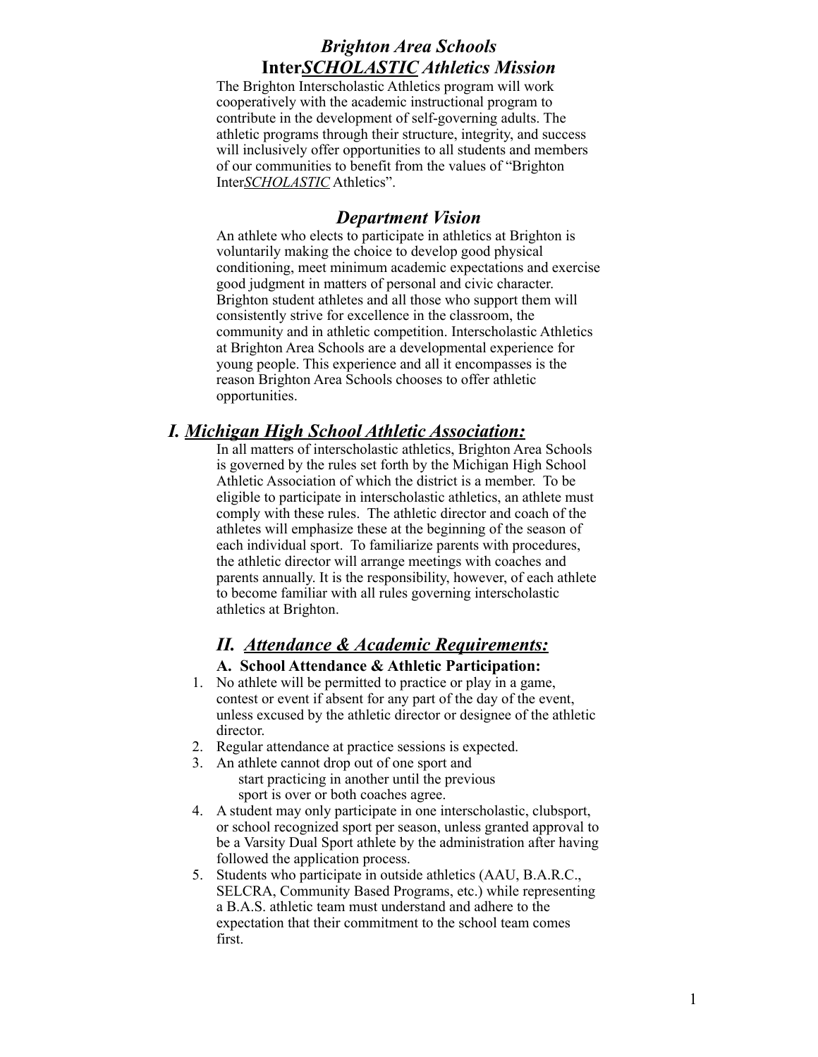# *Brighton Area Schools*
# **Inter*SCHOLASTIC* *Athletics Mission***

The Brighton Interscholastic Athletics program will work cooperatively with the academic instructional program to contribute in the development of self-governing adults. The athletic programs through their structure, integrity, and success will inclusively offer opportunities to all students and members of our communities to benefit from the values of "Brighton Inter*SCHOLASTIC* Athletics".

## *Department Vision*

An athlete who elects to participate in athletics at Brighton is voluntarily making the choice to develop good physical conditioning, meet minimum academic expectations and exercise good judgment in matters of personal and civic character. Brighton student athletes and all those who support them will consistently strive for excellence in the classroom, the community and in athletic competition. Interscholastic Athletics at Brighton Area Schools are a developmental experience for young people. This experience and all it encompasses is the reason Brighton Area Schools chooses to offer athletic opportunities.

## *I. Michigan High School Athletic Association:*

In all matters of interscholastic athletics, Brighton Area Schools is governed by the rules set forth by the Michigan High School Athletic Association of which the district is a member. To be eligible to participate in interscholastic athletics, an athlete must comply with these rules. The athletic director and coach of the athletes will emphasize these at the beginning of the season of each individual sport. To familiarize parents with procedures, the athletic director will arrange meetings with coaches and parents annually. It is the responsibility, however, of each athlete to become familiar with all rules governing interscholastic athletics at Brighton.

## *II. Attendance & Academic Requirements:*

### A. School Attendance & Athletic Participation:

1. No athlete will be permitted to practice or play in a game, contest or event if absent for any part of the day of the event, unless excused by the athletic director or designee of the athletic director.
2. Regular attendance at practice sessions is expected.
3. An athlete cannot drop out of one sport and start practicing in another until the previous sport is over or both coaches agree.
4. A student may only participate in one interscholastic, clubsport, or school recognized sport per season, unless granted approval to be a Varsity Dual Sport athlete by the administration after having followed the application process.
5. Students who participate in outside athletics (AAU, B.A.R.C., SELCRA, Community Based Programs, etc.) while representing a B.A.S. athletic team must understand and adhere to the expectation that their commitment to the school team comes first.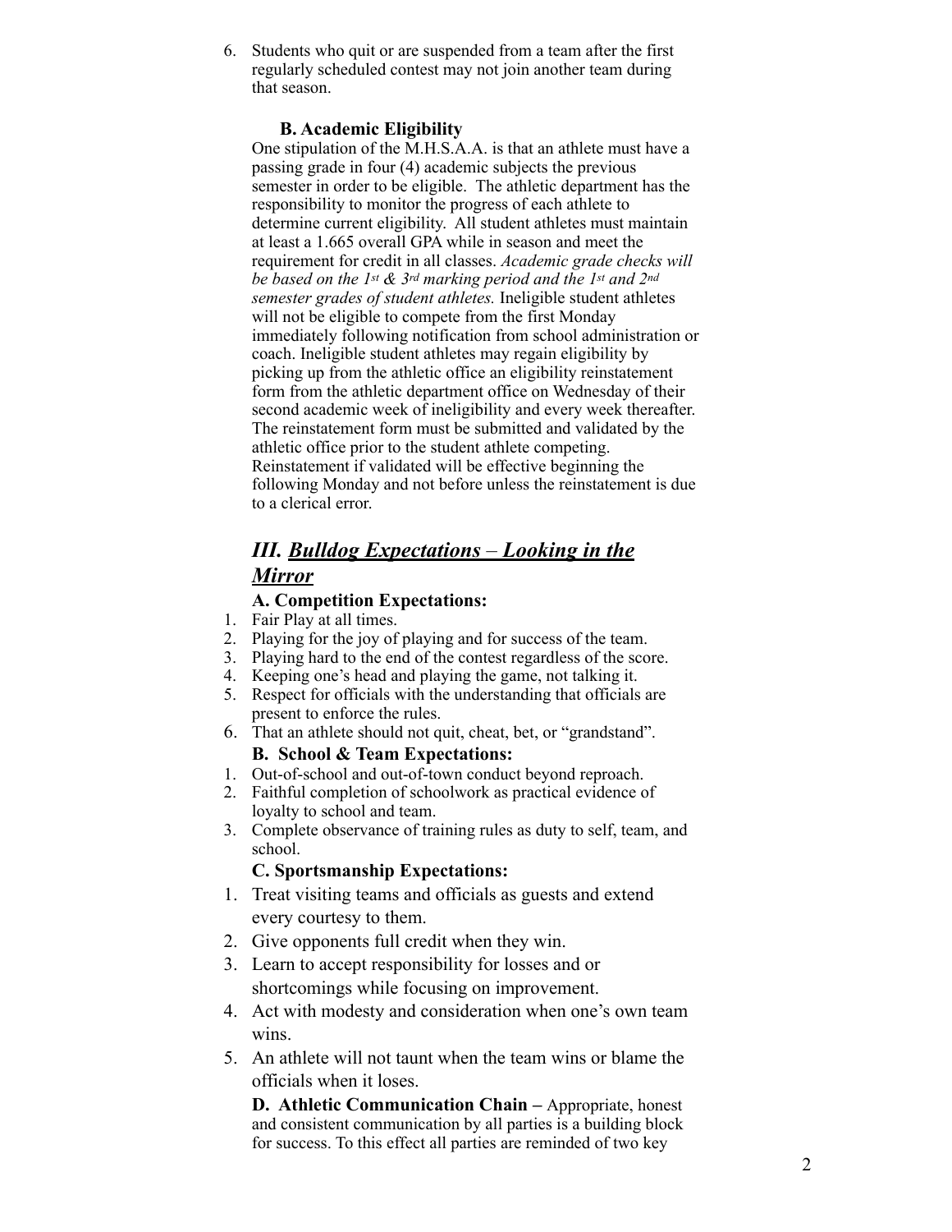6. Students who quit or are suspended from a team after the first regularly scheduled contest may not join another team during that season.

### B. Academic Eligibility

One stipulation of the M.H.S.A.A. is that an athlete must have a passing grade in four (4) academic subjects the previous semester in order to be eligible. The athletic department has the responsibility to monitor the progress of each athlete to determine current eligibility. All student athletes must maintain at least a 1.665 overall GPA while in season and meet the requirement for credit in all classes. *Academic grade checks will be based on the 1st & 3rd marking period and the 1st and 2nd semester grades of student athletes.* Ineligible student athletes will not be eligible to compete from the first Monday immediately following notification from school administration or coach. Ineligible student athletes may regain eligibility by picking up from the athletic office an eligibility reinstatement form from the athletic department office on Wednesday of their second academic week of ineligibility and every week thereafter. The reinstatement form must be submitted and validated by the athletic office prior to the student athlete competing. Reinstatement if validated will be effective beginning the following Monday and not before unless the reinstatement is due to a clerical error.

## *III. Bulldog Expectations – Looking in the Mirror*

### A. Competition Expectations:

1. Fair Play at all times.
2. Playing for the joy of playing and for success of the team.
3. Playing hard to the end of the contest regardless of the score.
4. Keeping one's head and playing the game, not talking it.
5. Respect for officials with the understanding that officials are present to enforce the rules.
6. That an athlete should not quit, cheat, bet, or "grandstand".

### B. School & Team Expectations:

1. Out-of-school and out-of-town conduct beyond reproach.
2. Faithful completion of schoolwork as practical evidence of loyalty to school and team.
3. Complete observance of training rules as duty to self, team, and school.

### C. Sportsmanship Expectations:

1. Treat visiting teams and officials as guests and extend every courtesy to them.
2. Give opponents full credit when they win.
3. Learn to accept responsibility for losses and or shortcomings while focusing on improvement.
4. Act with modesty and consideration when one's own team wins.
5. An athlete will not taunt when the team wins or blame the officials when it loses.

**D. Athletic Communication Chain –** Appropriate, honest and consistent communication by all parties is a building block for success. To this effect all parties are reminded of two key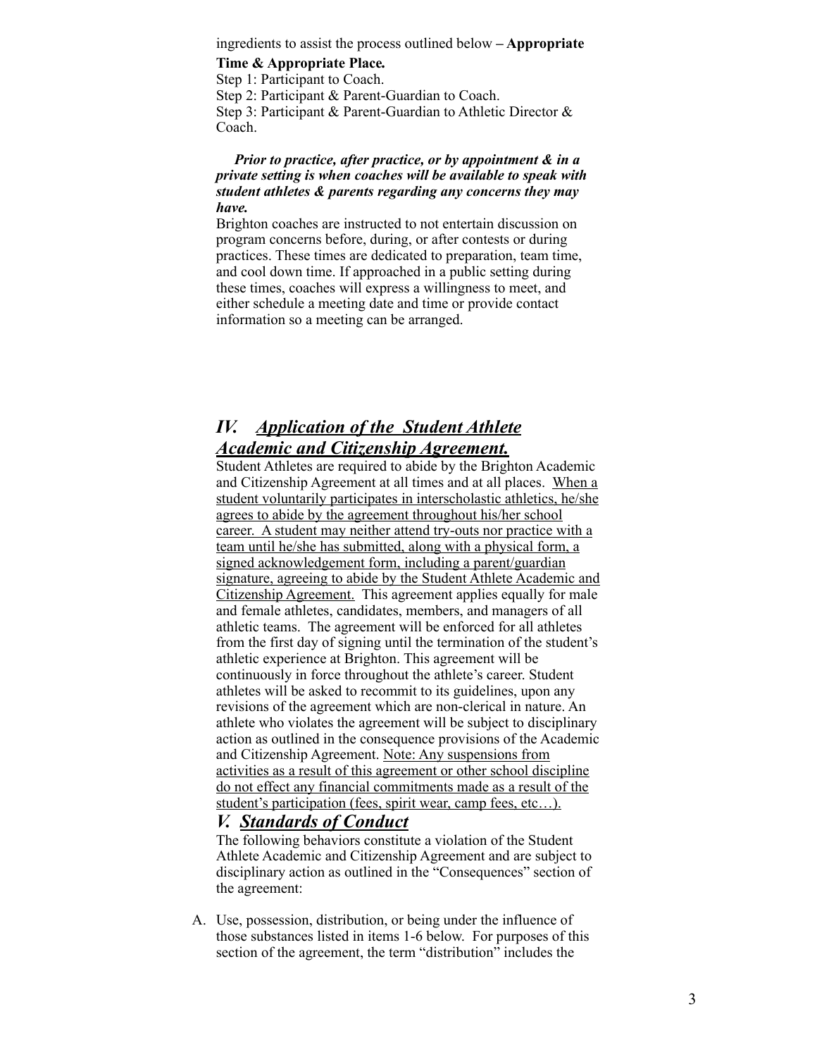ingredients to assist the process outlined below **– Appropriate Time & Appropriate Place.**

Step 1: Participant to Coach.
Step 2: Participant & Parent-Guardian to Coach.
Step 3: Participant & Parent-Guardian to Athletic Director & Coach.

***Prior to practice, after practice, or by appointment & in a private setting is when coaches will be available to speak with student athletes & parents regarding any concerns they may have.***

Brighton coaches are instructed to not entertain discussion on program concerns before, during, or after contests or during practices. These times are dedicated to preparation, team time, and cool down time. If approached in a public setting during these times, coaches will express a willingness to meet, and either schedule a meeting date and time or provide contact information so a meeting can be arranged.

## *IV. Application of the Student Athlete Academic and Citizenship Agreement.*

Student Athletes are required to abide by the Brighton Academic and Citizenship Agreement at all times and at all places. <u>When a student voluntarily participates in interscholastic athletics, he/she agrees to abide by the agreement throughout his/her school career. A student may neither attend try-outs nor practice with a team until he/she has submitted, along with a physical form, a signed acknowledgement form, including a parent/guardian signature, agreeing to abide by the Student Athlete Academic and Citizenship Agreement.</u> This agreement applies equally for male and female athletes, candidates, members, and managers of all athletic teams. The agreement will be enforced for all athletes from the first day of signing until the termination of the student's athletic experience at Brighton. This agreement will be continuously in force throughout the athlete's career. Student athletes will be asked to recommit to its guidelines, upon any revisions of the agreement which are non-clerical in nature. An athlete who violates the agreement will be subject to disciplinary action as outlined in the consequence provisions of the Academic and Citizenship Agreement. <u>Note: Any suspensions from activities as a result of this agreement or other school discipline do not effect any financial commitments made as a result of the student's participation (fees, spirit wear, camp fees, etc…).</u>

## *V. Standards of Conduct*

The following behaviors constitute a violation of the Student Athlete Academic and Citizenship Agreement and are subject to disciplinary action as outlined in the "Consequences" section of the agreement:

A. Use, possession, distribution, or being under the influence of those substances listed in items 1-6 below. For purposes of this section of the agreement, the term "distribution" includes the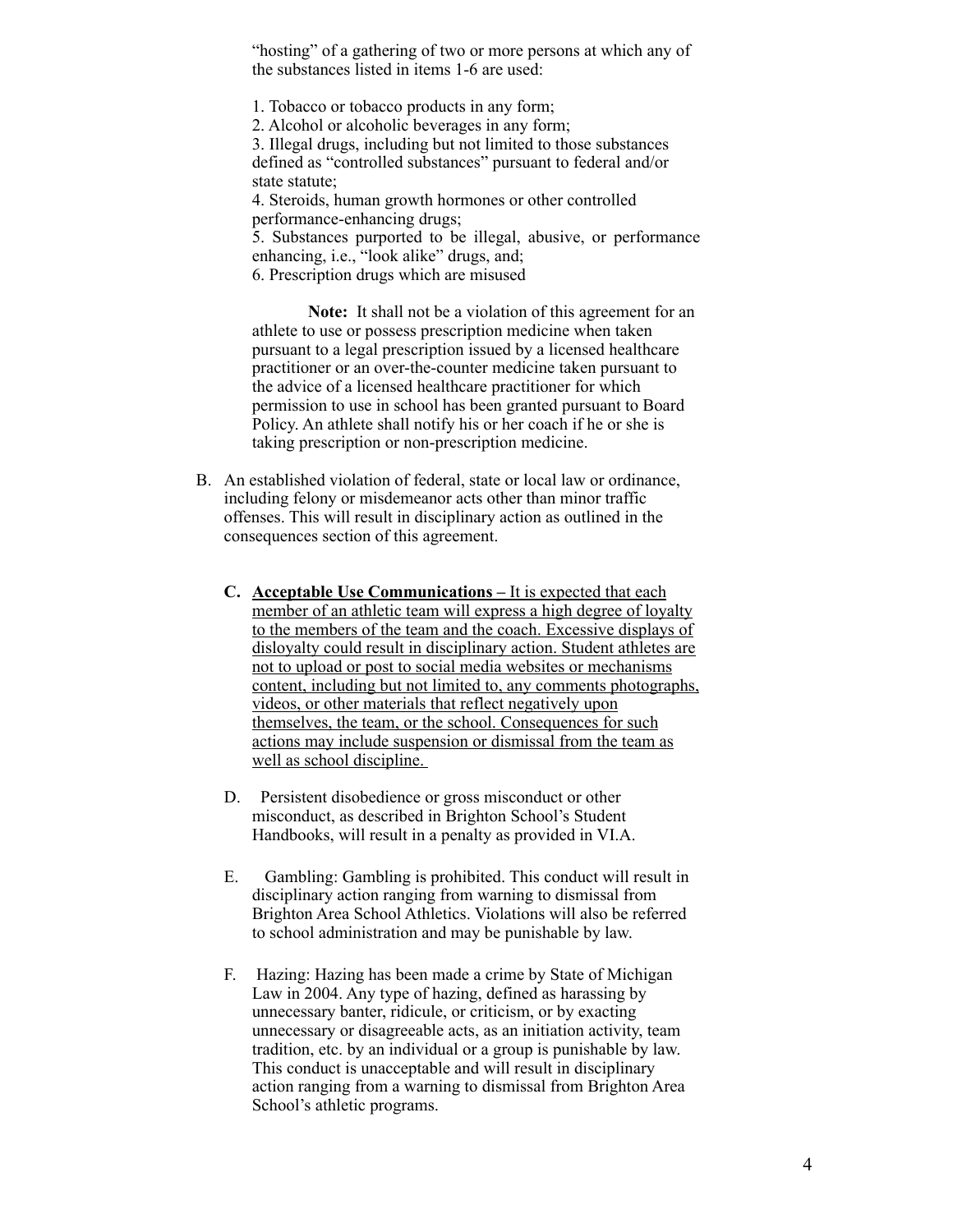"hosting" of a gathering of two or more persons at which any of the substances listed in items 1-6 are used:

1. Tobacco or tobacco products in any form;
2. Alcohol or alcoholic beverages in any form;
3. Illegal drugs, including but not limited to those substances defined as "controlled substances" pursuant to federal and/or state statute;
4. Steroids, human growth hormones or other controlled performance-enhancing drugs;
5. Substances purported to be illegal, abusive, or performance enhancing, i.e., "look alike" drugs, and;
6. Prescription drugs which are misused

**Note:** It shall not be a violation of this agreement for an athlete to use or possess prescription medicine when taken pursuant to a legal prescription issued by a licensed healthcare practitioner or an over-the-counter medicine taken pursuant to the advice of a licensed healthcare practitioner for which permission to use in school has been granted pursuant to Board Policy. An athlete shall notify his or her coach if he or she is taking prescription or non-prescription medicine.

B. An established violation of federal, state or local law or ordinance, including felony or misdemeanor acts other than minor traffic offenses. This will result in disciplinary action as outlined in the consequences section of this agreement.

C. <u>**Acceptable Use Communications** – It is expected that each member of an athletic team will express a high degree of loyalty to the members of the team and the coach. Excessive displays of disloyalty could result in disciplinary action. Student athletes are not to upload or post to social media websites or mechanisms content, including but not limited to, any comments photographs, videos, or other materials that reflect negatively upon themselves, the team, or the school. Consequences for such actions may include suspension or dismissal from the team as well as school discipline.</u>

D. Persistent disobedience or gross misconduct or other misconduct, as described in Brighton School's Student Handbooks, will result in a penalty as provided in VI.A.

E. Gambling: Gambling is prohibited. This conduct will result in disciplinary action ranging from warning to dismissal from Brighton Area School Athletics. Violations will also be referred to school administration and may be punishable by law.

F. Hazing: Hazing has been made a crime by State of Michigan Law in 2004. Any type of hazing, defined as harassing by unnecessary banter, ridicule, or criticism, or by exacting unnecessary or disagreeable acts, as an initiation activity, team tradition, etc. by an individual or a group is punishable by law. This conduct is unacceptable and will result in disciplinary action ranging from a warning to dismissal from Brighton Area School's athletic programs.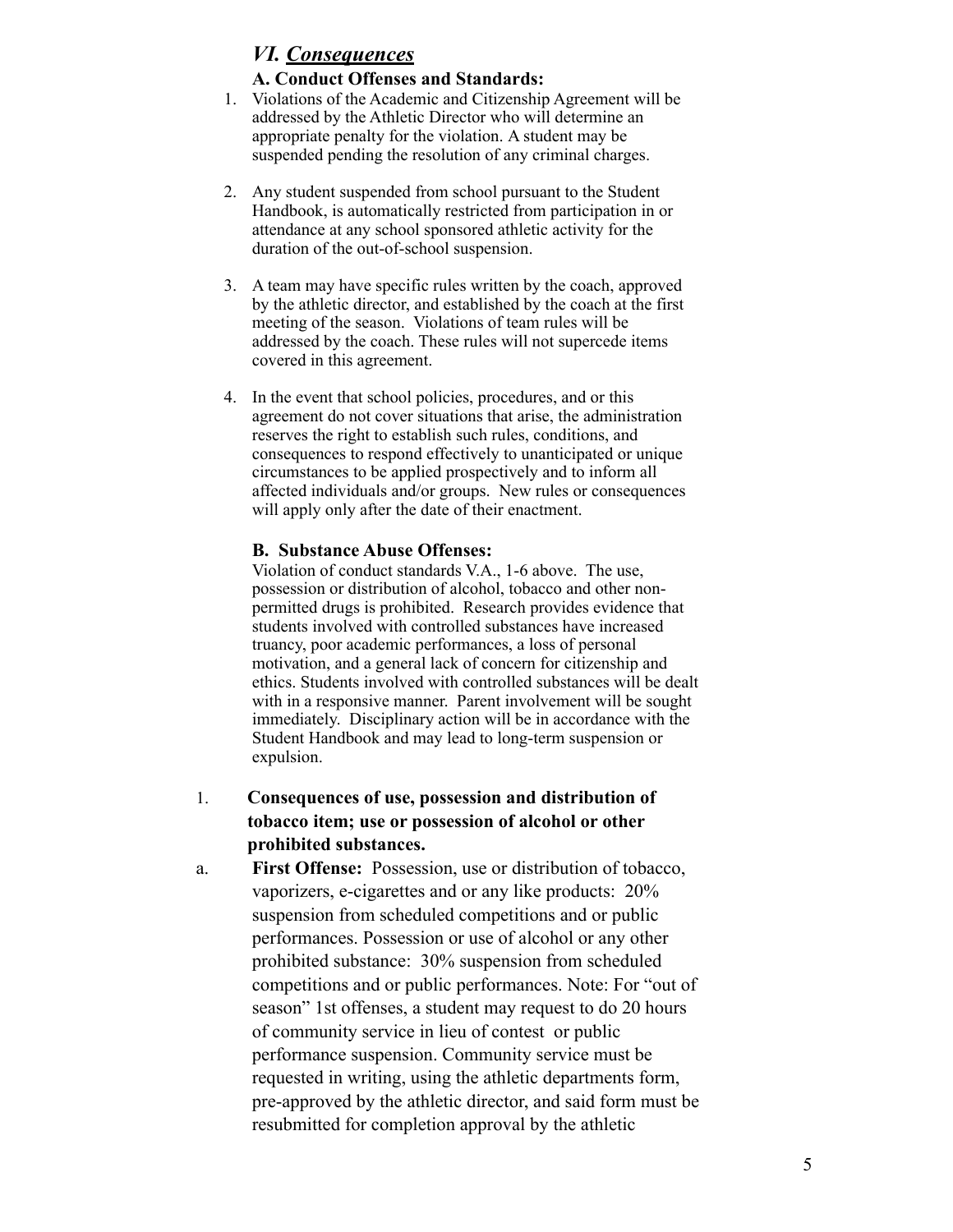## *VI. Consequences*

### A. Conduct Offenses and Standards:

1. Violations of the Academic and Citizenship Agreement will be addressed by the Athletic Director who will determine an appropriate penalty for the violation. A student may be suspended pending the resolution of any criminal charges.

2. Any student suspended from school pursuant to the Student Handbook, is automatically restricted from participation in or attendance at any school sponsored athletic activity for the duration of the out-of-school suspension.

3. A team may have specific rules written by the coach, approved by the athletic director, and established by the coach at the first meeting of the season. Violations of team rules will be addressed by the coach. These rules will not supercede items covered in this agreement.

4. In the event that school policies, procedures, and or this agreement do not cover situations that arise, the administration reserves the right to establish such rules, conditions, and consequences to respond effectively to unanticipated or unique circumstances to be applied prospectively and to inform all affected individuals and/or groups. New rules or consequences will apply only after the date of their enactment.

### B. Substance Abuse Offenses:

Violation of conduct standards V.A., 1-6 above. The use, possession or distribution of alcohol, tobacco and other non-permitted drugs is prohibited. Research provides evidence that students involved with controlled substances have increased truancy, poor academic performances, a loss of personal motivation, and a general lack of concern for citizenship and ethics. Students involved with controlled substances will be dealt with in a responsive manner. Parent involvement will be sought immediately. Disciplinary action will be in accordance with the Student Handbook and may lead to long-term suspension or expulsion.

1. **Consequences of use, possession and distribution of tobacco item; use or possession of alcohol or other prohibited substances.**

a. **First Offense:** Possession, use or distribution of tobacco, vaporizers, e-cigarettes and or any like products: 20% suspension from scheduled competitions and or public performances. Possession or use of alcohol or any other prohibited substance: 30% suspension from scheduled competitions and or public performances. Note: For "out of season" 1st offenses, a student may request to do 20 hours of community service in lieu of contest or public performance suspension. Community service must be requested in writing, using the athletic departments form, pre-approved by the athletic director, and said form must be resubmitted for completion approval by the athletic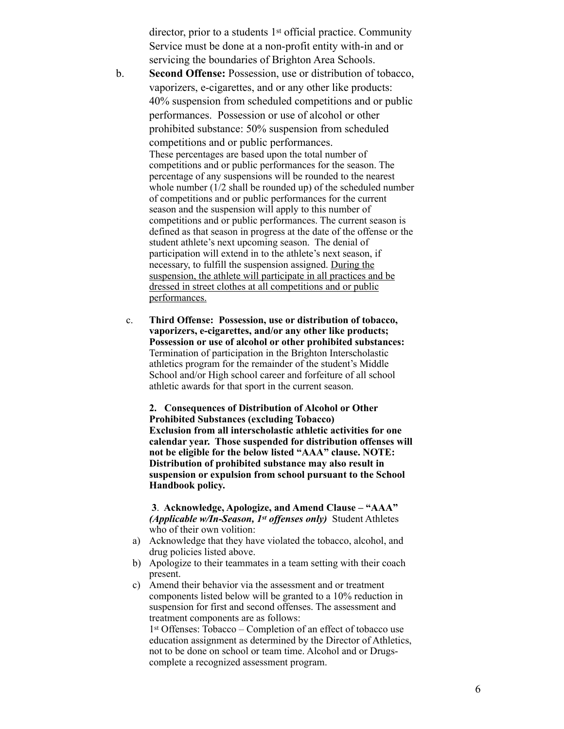director, prior to a students 1st official practice. Community Service must be done at a non-profit entity with-in and or servicing the boundaries of Brighton Area Schools.

b. **Second Offense:** Possession, use or distribution of tobacco, vaporizers, e-cigarettes, and or any other like products: 40% suspension from scheduled competitions and or public performances. Possession or use of alcohol or other prohibited substance: 50% suspension from scheduled competitions and or public performances.
These percentages are based upon the total number of competitions and or public performances for the season. The percentage of any suspensions will be rounded to the nearest whole number (1/2 shall be rounded up) of the scheduled number of competitions and or public performances for the current season and the suspension will apply to this number of competitions and or public performances. The current season is defined as that season in progress at the date of the offense or the student athlete's next upcoming season. The denial of participation will extend in to the athlete's next season, if necessary, to fulfill the suspension assigned. <u>During the suspension, the athlete will participate in all practices and be dressed in street clothes at all competitions and or public performances.</u>

c. **Third Offense: Possession, use or distribution of tobacco, vaporizers, e-cigarettes, and/or any other like products; Possession or use of alcohol or other prohibited substances:** Termination of participation in the Brighton Interscholastic athletics program for the remainder of the student's Middle School and/or High school career and forfeiture of all school athletic awards for that sport in the current season.

**2. Consequences of Distribution of Alcohol or Other Prohibited Substances (excluding Tobacco)**
**Exclusion from all interscholastic athletic activities for one calendar year. Those suspended for distribution offenses will not be eligible for the below listed "AAA" clause. NOTE: Distribution of prohibited substance may also result in suspension or expulsion from school pursuant to the School Handbook policy.**

**3. Acknowledge, Apologize, and Amend Clause – "AAA"** ***(Applicable w/In-Season, 1st offenses only)*** Student Athletes who of their own volition:

a) Acknowledge that they have violated the tobacco, alcohol, and drug policies listed above.
b) Apologize to their teammates in a team setting with their coach present.
c) Amend their behavior via the assessment and or treatment components listed below will be granted to a 10% reduction in suspension for first and second offenses. The assessment and treatment components are as follows:
1st Offenses: Tobacco – Completion of an effect of tobacco use education assignment as determined by the Director of Athletics, not to be done on school or team time. Alcohol and or Drugs- complete a recognized assessment program.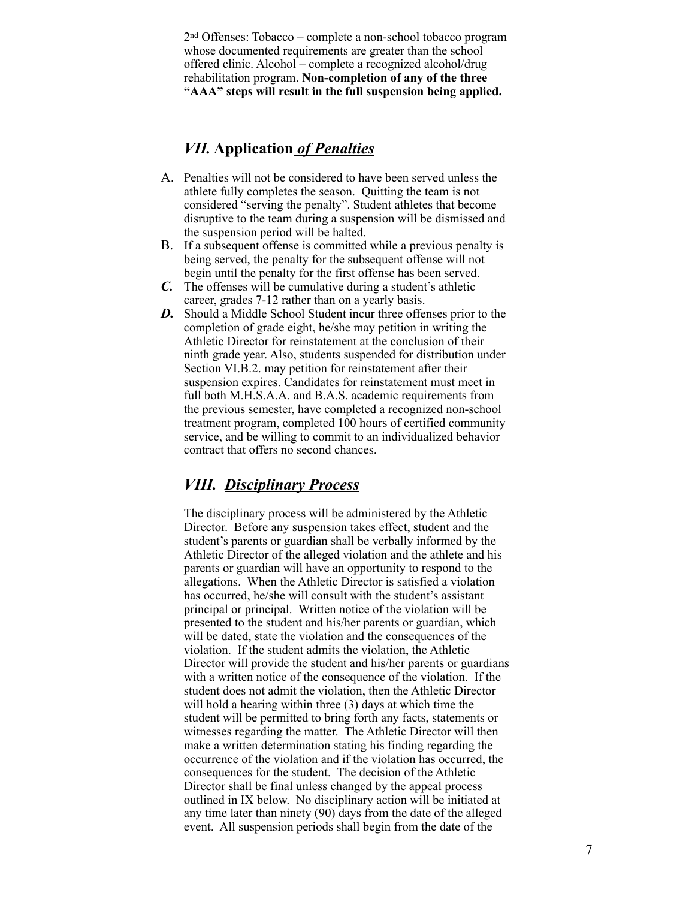2[nd] Offenses: Tobacco – complete a non-school tobacco program whose documented requirements are greater than the school offered clinic. Alcohol – complete a recognized alcohol/drug rehabilitation program. **Non-completion of any of the three "AAA" steps will result in the full suspension being applied.**

## *VII.* **Application** ***of Penalties***

A. Penalties will not be considered to have been served unless the athlete fully completes the season. Quitting the team is not considered "serving the penalty". Student athletes that become disruptive to the team during a suspension will be dismissed and the suspension period will be halted.

B. If a subsequent offense is committed while a previous penalty is being served, the penalty for the subsequent offense will not begin until the penalty for the first offense has been served.

***C.*** The offenses will be cumulative during a student's athletic career, grades 7-12 rather than on a yearly basis.

***D.*** Should a Middle School Student incur three offenses prior to the completion of grade eight, he/she may petition in writing the Athletic Director for reinstatement at the conclusion of their ninth grade year. Also, students suspended for distribution under Section VI.B.2. may petition for reinstatement after their suspension expires. Candidates for reinstatement must meet in full both M.H.S.A.A. and B.A.S. academic requirements from the previous semester, have completed a recognized non-school treatment program, completed 100 hours of certified community service, and be willing to commit to an individualized behavior contract that offers no second chances.

## *VIII. Disciplinary Process*

The disciplinary process will be administered by the Athletic Director. Before any suspension takes effect, student and the student's parents or guardian shall be verbally informed by the Athletic Director of the alleged violation and the athlete and his parents or guardian will have an opportunity to respond to the allegations. When the Athletic Director is satisfied a violation has occurred, he/she will consult with the student's assistant principal or principal. Written notice of the violation will be presented to the student and his/her parents or guardian, which will be dated, state the violation and the consequences of the violation. If the student admits the violation, the Athletic Director will provide the student and his/her parents or guardians with a written notice of the consequence of the violation. If the student does not admit the violation, then the Athletic Director will hold a hearing within three (3) days at which time the student will be permitted to bring forth any facts, statements or witnesses regarding the matter. The Athletic Director will then make a written determination stating his finding regarding the occurrence of the violation and if the violation has occurred, the consequences for the student. The decision of the Athletic Director shall be final unless changed by the appeal process outlined in IX below. No disciplinary action will be initiated at any time later than ninety (90) days from the date of the alleged event. All suspension periods shall begin from the date of the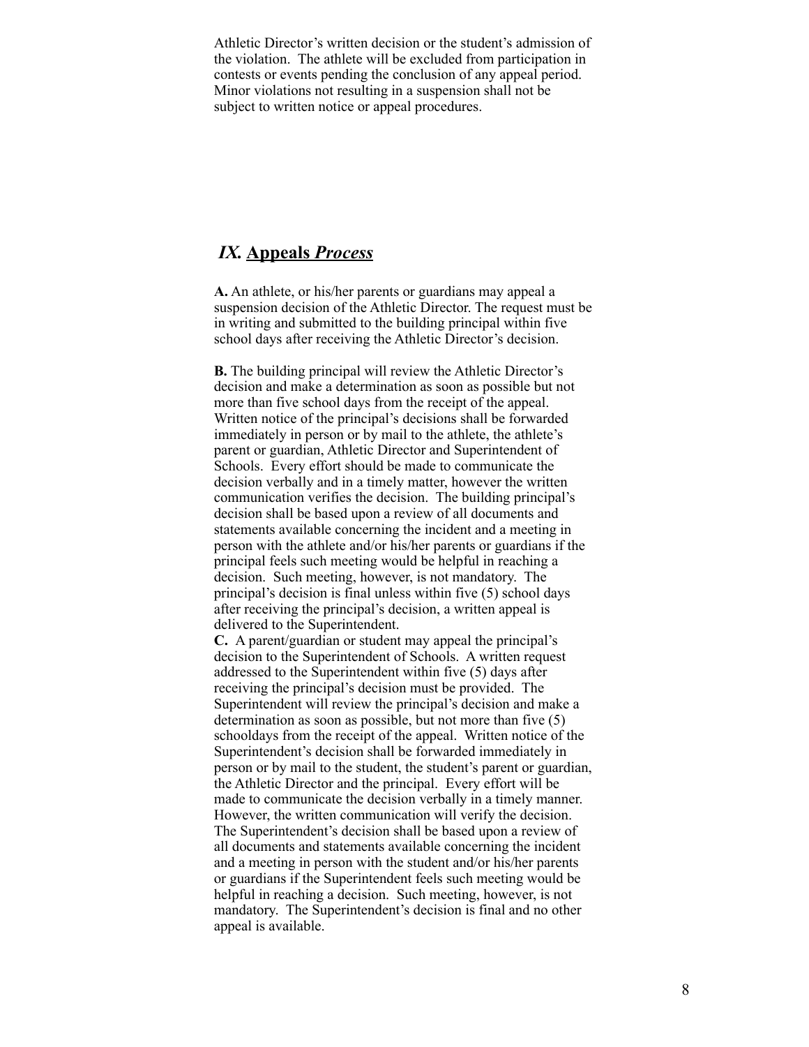Athletic Director's written decision or the student's admission of the violation. The athlete will be excluded from participation in contests or events pending the conclusion of any appeal period. Minor violations not resulting in a suspension shall not be subject to written notice or appeal procedures.

## *IX.* **Appeals** ***Process***

**A.** An athlete, or his/her parents or guardians may appeal a suspension decision of the Athletic Director. The request must be in writing and submitted to the building principal within five school days after receiving the Athletic Director's decision.

**B.** The building principal will review the Athletic Director's decision and make a determination as soon as possible but not more than five school days from the receipt of the appeal. Written notice of the principal's decisions shall be forwarded immediately in person or by mail to the athlete, the athlete's parent or guardian, Athletic Director and Superintendent of Schools. Every effort should be made to communicate the decision verbally and in a timely matter, however the written communication verifies the decision. The building principal's decision shall be based upon a review of all documents and statements available concerning the incident and a meeting in person with the athlete and/or his/her parents or guardians if the principal feels such meeting would be helpful in reaching a decision. Such meeting, however, is not mandatory. The principal's decision is final unless within five (5) school days after receiving the principal's decision, a written appeal is delivered to the Superintendent.

**C.** A parent/guardian or student may appeal the principal's decision to the Superintendent of Schools. A written request addressed to the Superintendent within five (5) days after receiving the principal's decision must be provided. The Superintendent will review the principal's decision and make a determination as soon as possible, but not more than five (5) schooldays from the receipt of the appeal. Written notice of the Superintendent's decision shall be forwarded immediately in person or by mail to the student, the student's parent or guardian, the Athletic Director and the principal. Every effort will be made to communicate the decision verbally in a timely manner. However, the written communication will verify the decision. The Superintendent's decision shall be based upon a review of all documents and statements available concerning the incident and a meeting in person with the student and/or his/her parents or guardians if the Superintendent feels such meeting would be helpful in reaching a decision. Such meeting, however, is not mandatory. The Superintendent's decision is final and no other appeal is available.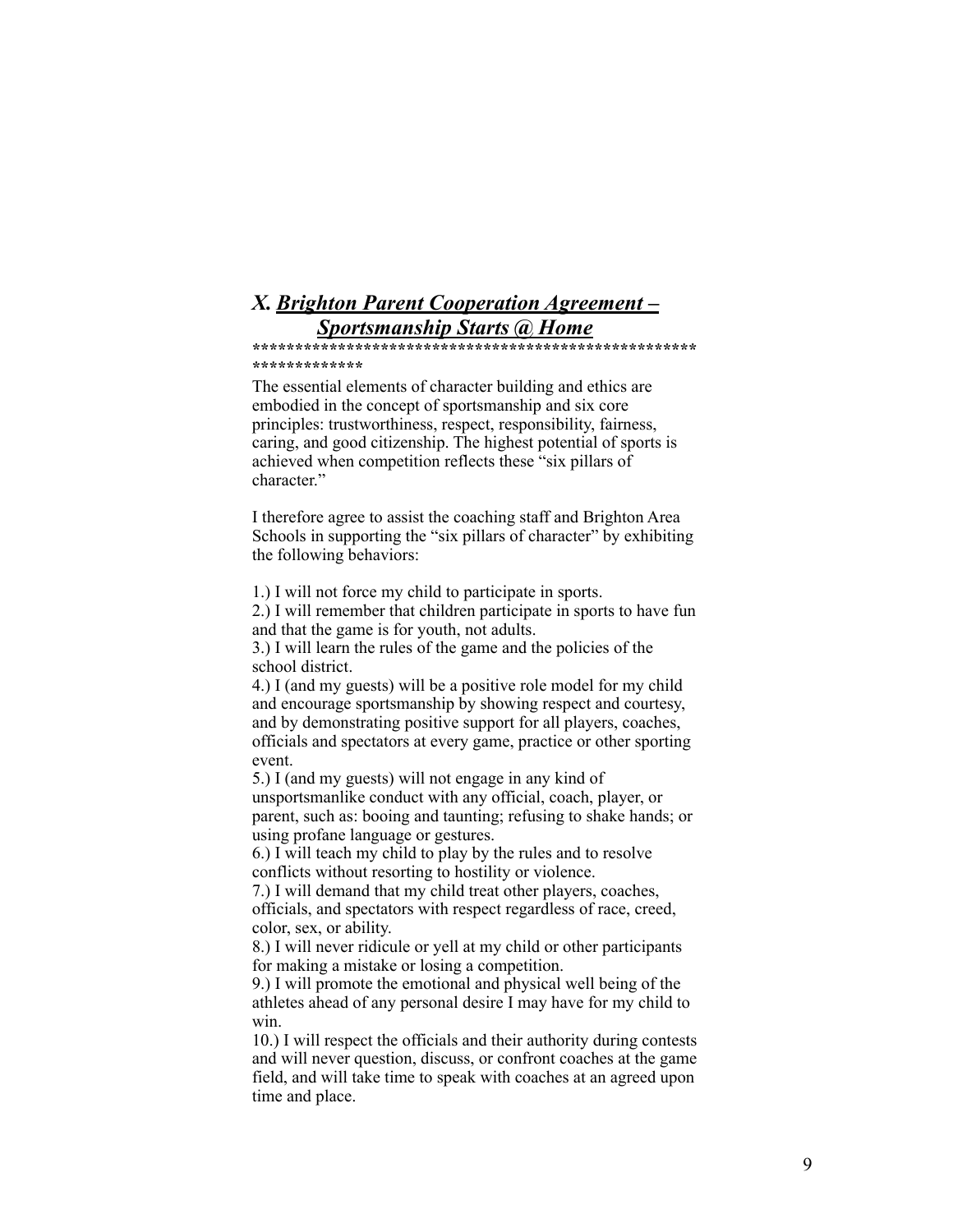## *X. <u>Brighton Parent Cooperation Agreement – Sportsmanship Starts @ Home</u>*

**\*\*\*\*\*\*\*\*\*\*\*\*\*\*\*\*\*\*\*\*\*\*\*\*\*\*\*\*\*\*\*\*\*\*\*\*\*\*\*\*\*\*\*\*\*\*\*\*\*\*\*\*\*\*\*\*\*\*\*\*\*\*\*\*\*\*\***

The essential elements of character building and ethics are embodied in the concept of sportsmanship and six core principles: trustworthiness, respect, responsibility, fairness, caring, and good citizenship. The highest potential of sports is achieved when competition reflects these "six pillars of character."

I therefore agree to assist the coaching staff and Brighton Area Schools in supporting the "six pillars of character" by exhibiting the following behaviors:

1.) I will not force my child to participate in sports.
2.) I will remember that children participate in sports to have fun and that the game is for youth, not adults.
3.) I will learn the rules of the game and the policies of the school district.
4.) I (and my guests) will be a positive role model for my child and encourage sportsmanship by showing respect and courtesy, and by demonstrating positive support for all players, coaches, officials and spectators at every game, practice or other sporting event.
5.) I (and my guests) will not engage in any kind of unsportsmanlike conduct with any official, coach, player, or parent, such as: booing and taunting; refusing to shake hands; or using profane language or gestures.
6.) I will teach my child to play by the rules and to resolve conflicts without resorting to hostility or violence.
7.) I will demand that my child treat other players, coaches, officials, and spectators with respect regardless of race, creed, color, sex, or ability.
8.) I will never ridicule or yell at my child or other participants for making a mistake or losing a competition.
9.) I will promote the emotional and physical well being of the athletes ahead of any personal desire I may have for my child to win.
10.) I will respect the officials and their authority during contests and will never question, discuss, or confront coaches at the game field, and will take time to speak with coaches at an agreed upon time and place.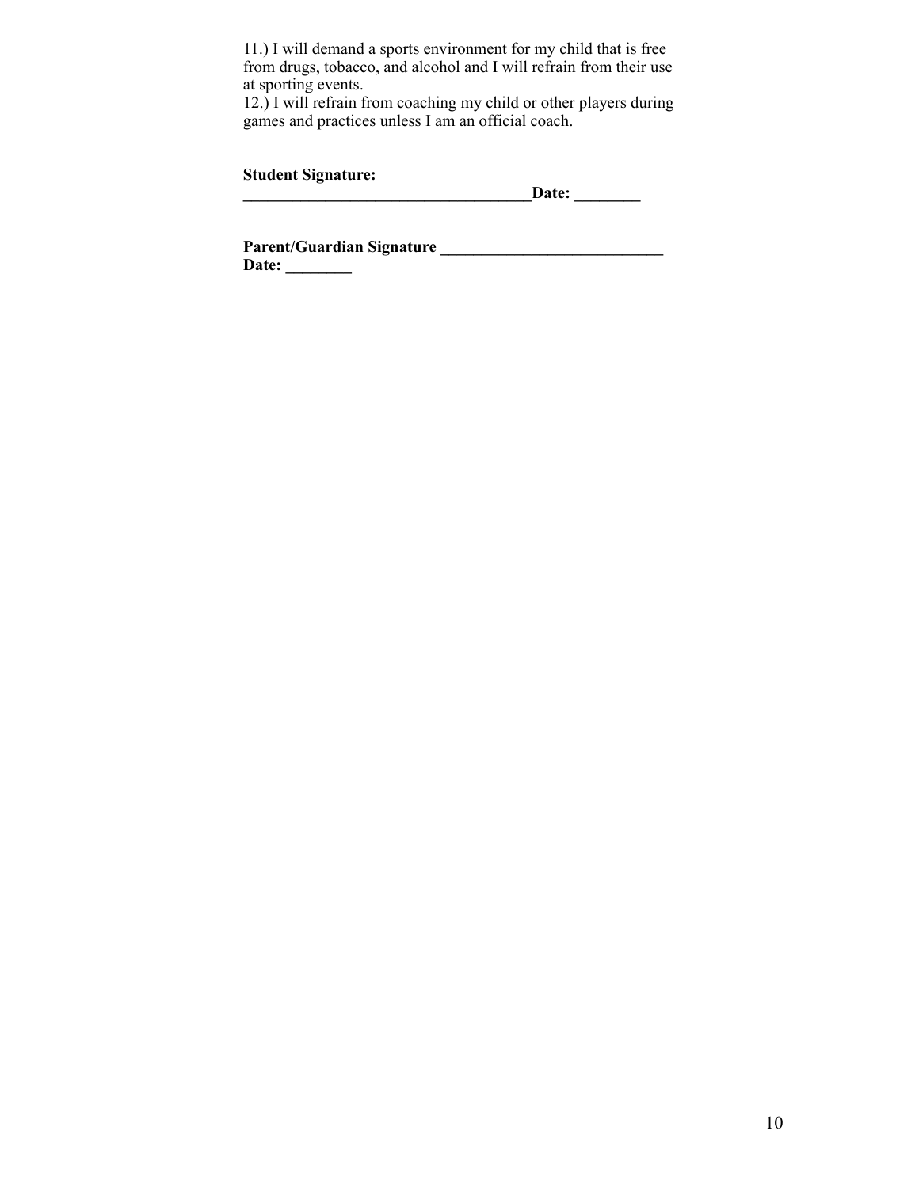11.) I will demand a sports environment for my child that is free from drugs, tobacco, and alcohol and I will refrain from their use at sporting events.
12.) I will refrain from coaching my child or other players during games and practices unless I am an official coach.

**Student Signature:**
**___________________________________Date: ________**

**Parent/Guardian Signature ___________________________**
**Date: ________**